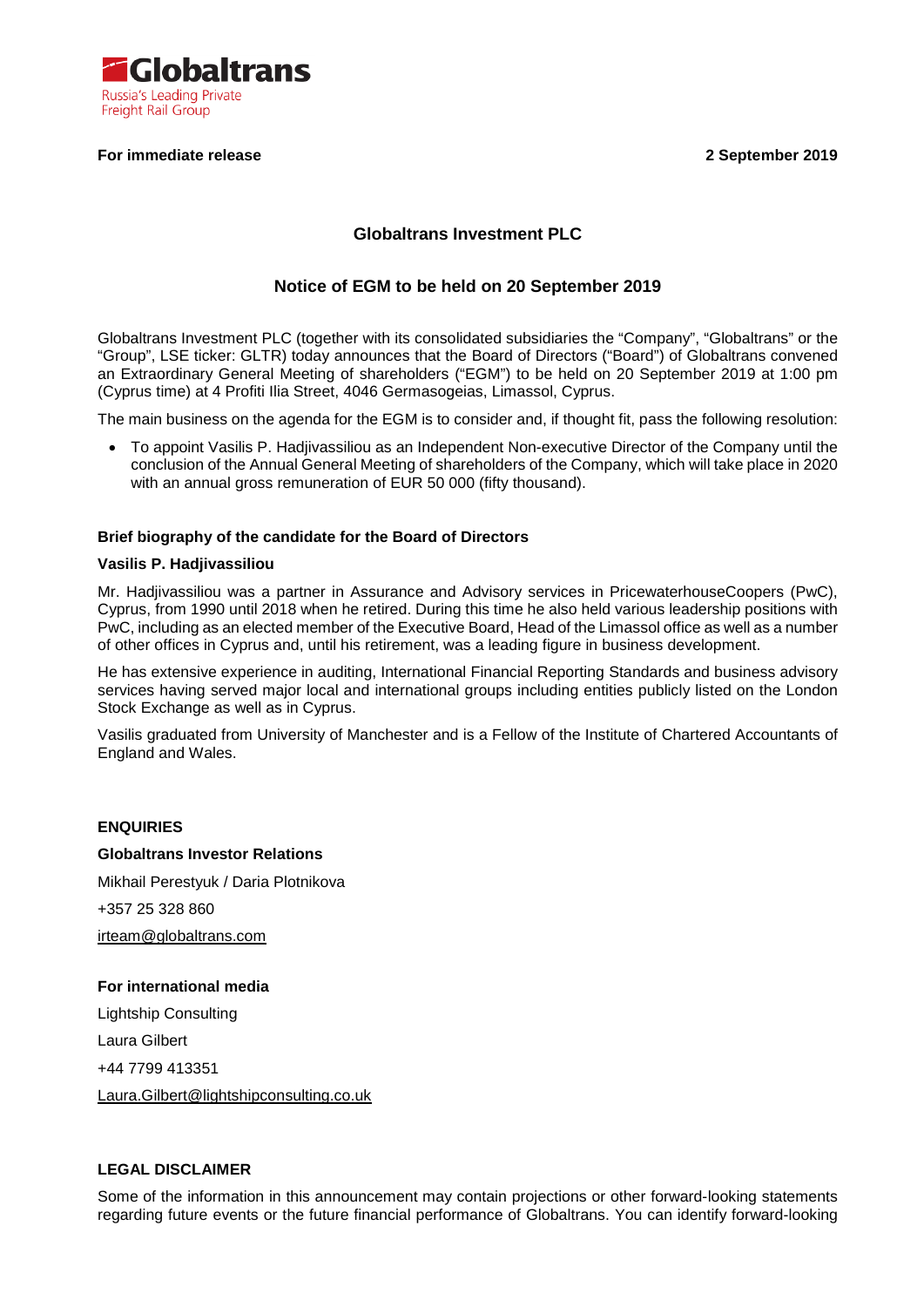**Globaltrans**
Russia's Leading Private
Freight Rail Group

**For immediate release** **2 September 2019**

## Globaltrans Investment PLC

## Notice of EGM to be held on 20 September 2019

Globaltrans Investment PLC (together with its consolidated subsidiaries the "Company", "Globaltrans" or the "Group", LSE ticker: GLTR) today announces that the Board of Directors ("Board") of Globaltrans convened an Extraordinary General Meeting of shareholders ("EGM") to be held on 20 September 2019 at 1:00 pm (Cyprus time) at 4 Profiti Ilia Street, 4046 Germasogeias, Limassol, Cyprus.

The main business on the agenda for the EGM is to consider and, if thought fit, pass the following resolution:

- To appoint Vasilis P. Hadjivassiliou as an Independent Non-executive Director of the Company until the conclusion of the Annual General Meeting of shareholders of the Company, which will take place in 2020 with an annual gross remuneration of EUR 50 000 (fifty thousand).

### Brief biography of the candidate for the Board of Directors

**Vasilis P. Hadjivassiliou**

Mr. Hadjivassiliou was a partner in Assurance and Advisory services in PricewaterhouseCoopers (PwC), Cyprus, from 1990 until 2018 when he retired. During this time he also held various leadership positions with PwC, including as an elected member of the Executive Board, Head of the Limassol office as well as a number of other offices in Cyprus and, until his retirement, was a leading figure in business development.

He has extensive experience in auditing, International Financial Reporting Standards and business advisory services having served major local and international groups including entities publicly listed on the London Stock Exchange as well as in Cyprus.

Vasilis graduated from University of Manchester and is a Fellow of the Institute of Chartered Accountants of England and Wales.

### ENQUIRIES

**Globaltrans Investor Relations**

Mikhail Perestyuk / Daria Plotnikova

+357 25 328 860

irteam@globaltrans.com

**For international media**

Lightship Consulting

Laura Gilbert

+44 7799 413351

Laura.Gilbert@lightshipconsulting.co.uk

### LEGAL DISCLAIMER

Some of the information in this announcement may contain projections or other forward-looking statements regarding future events or the future financial performance of Globaltrans. You can identify forward-looking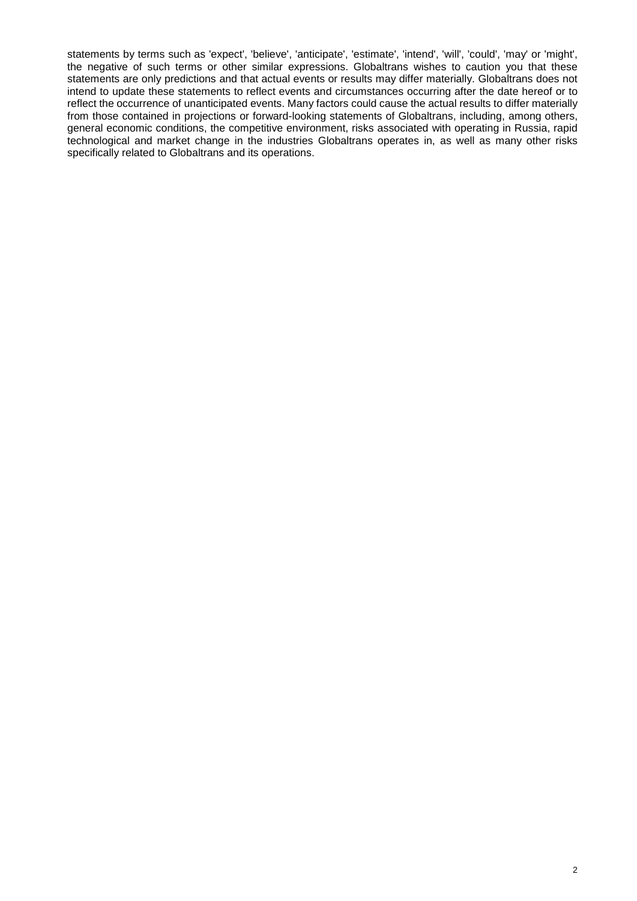statements by terms such as 'expect', 'believe', 'anticipate', 'estimate', 'intend', 'will', 'could', 'may' or 'might', the negative of such terms or other similar expressions. Globaltrans wishes to caution you that these statements are only predictions and that actual events or results may differ materially. Globaltrans does not intend to update these statements to reflect events and circumstances occurring after the date hereof or to reflect the occurrence of unanticipated events. Many factors could cause the actual results to differ materially from those contained in projections or forward-looking statements of Globaltrans, including, among others, general economic conditions, the competitive environment, risks associated with operating in Russia, rapid technological and market change in the industries Globaltrans operates in, as well as many other risks specifically related to Globaltrans and its operations.